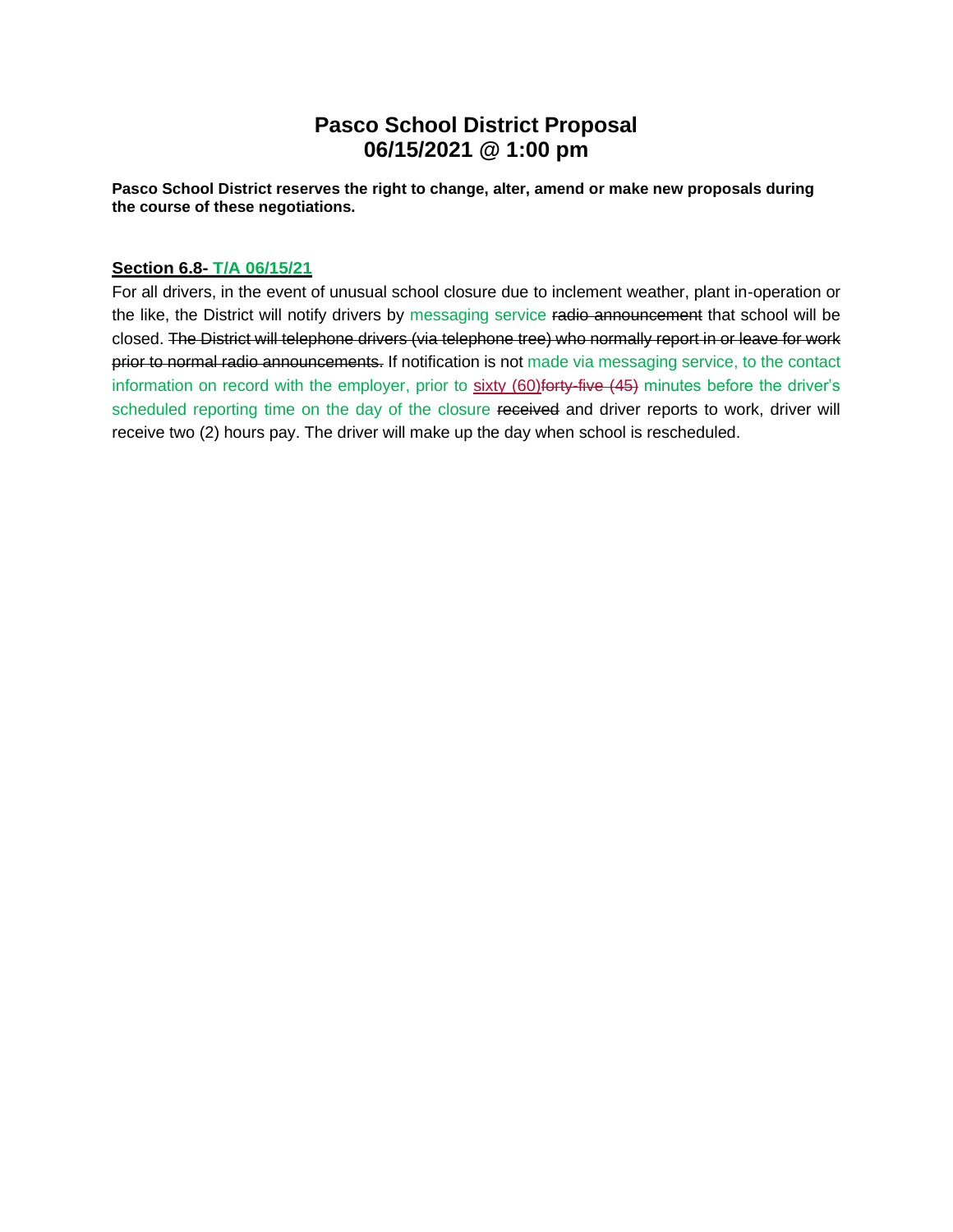# Pasco School District Proposal
# 06/15/2021 @ 1:00 pm

**Pasco School District reserves the right to change, alter, amend or make new proposals during the course of these negotiations.**

**Section 6.8- T/A 06/15/21**

For all drivers, in the event of unusual school closure due to inclement weather, plant in-operation or the like, the District will notify drivers by messaging service ~~radio announcement~~ that school will be closed. ~~The District will telephone drivers (via telephone tree) who normally report in or leave for work prior to normal radio announcements.~~ If notification is not made via messaging service, to the contact information on record with the employer, prior to sixty (60)~~forty-five (45)~~ minutes before the driver's scheduled reporting time on the day of the closure ~~received~~ and driver reports to work, driver will receive two (2) hours pay. The driver will make up the day when school is rescheduled.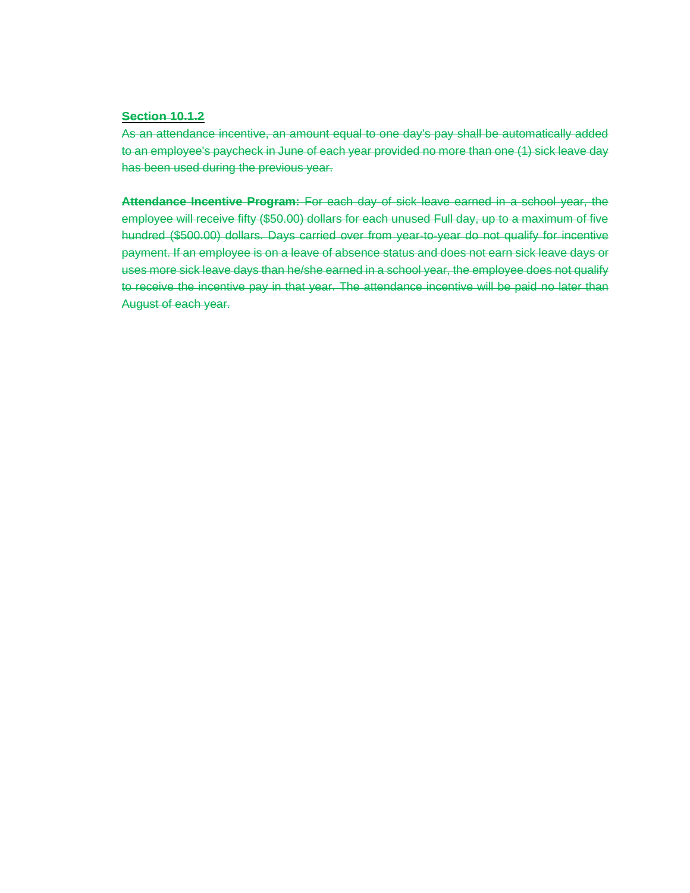**Section 10.1.2**

As an attendance incentive, an amount equal to one day's pay shall be automatically added to an employee's paycheck in June of each year provided no more than one (1) sick leave day has been used during the previous year.

**Attendance Incentive Program:** For each day of sick leave earned in a school year, the employee will receive fifty ($50.00) dollars for each unused Full day, up to a maximum of five hundred ($500.00) dollars. Days carried over from year-to-year do not qualify for incentive payment. If an employee is on a leave of absence status and does not earn sick leave days or uses more sick leave days than he/she earned in a school year, the employee does not qualify to receive the incentive pay in that year. The attendance incentive will be paid no later than August of each year.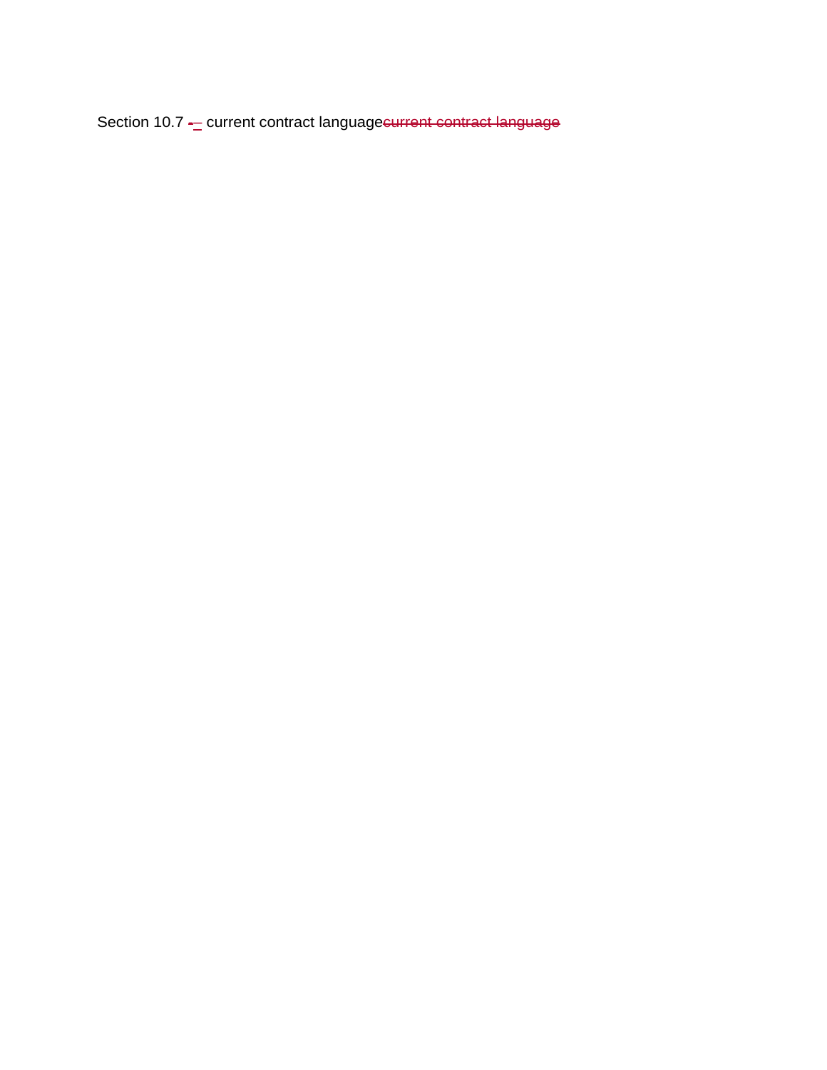Section 10.7 -– current contract language~~current contract language~~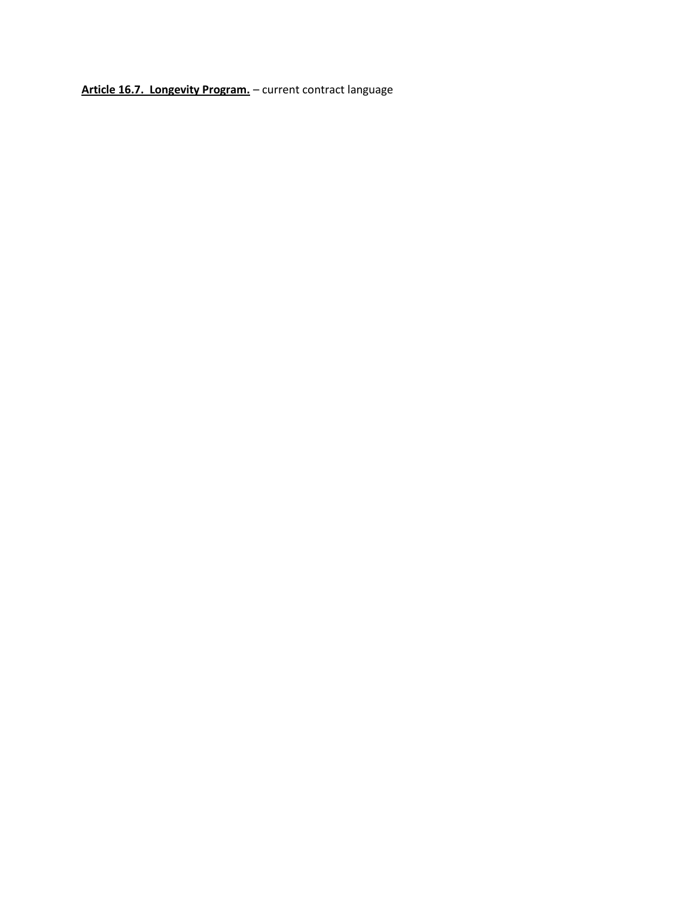**<u>Article 16.7. Longevity Program.</u>** – current contract language